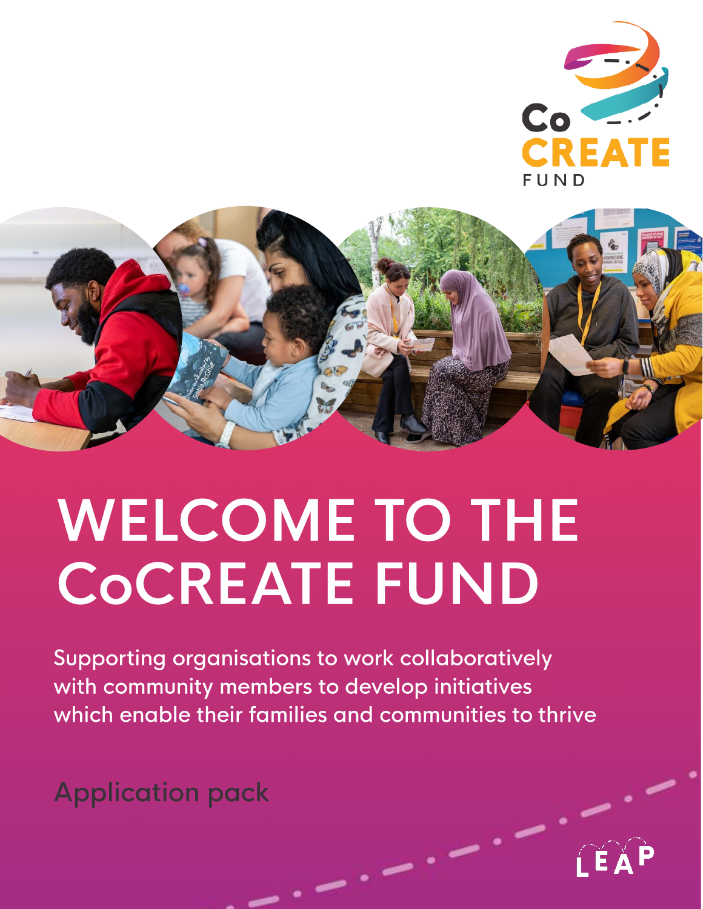Co CREATE FUND

# WELCOME TO THE CoCREATE FUND

Supporting organisations to work collaboratively with community members to develop initiatives which enable their families and communities to thrive

Application pack

LEAP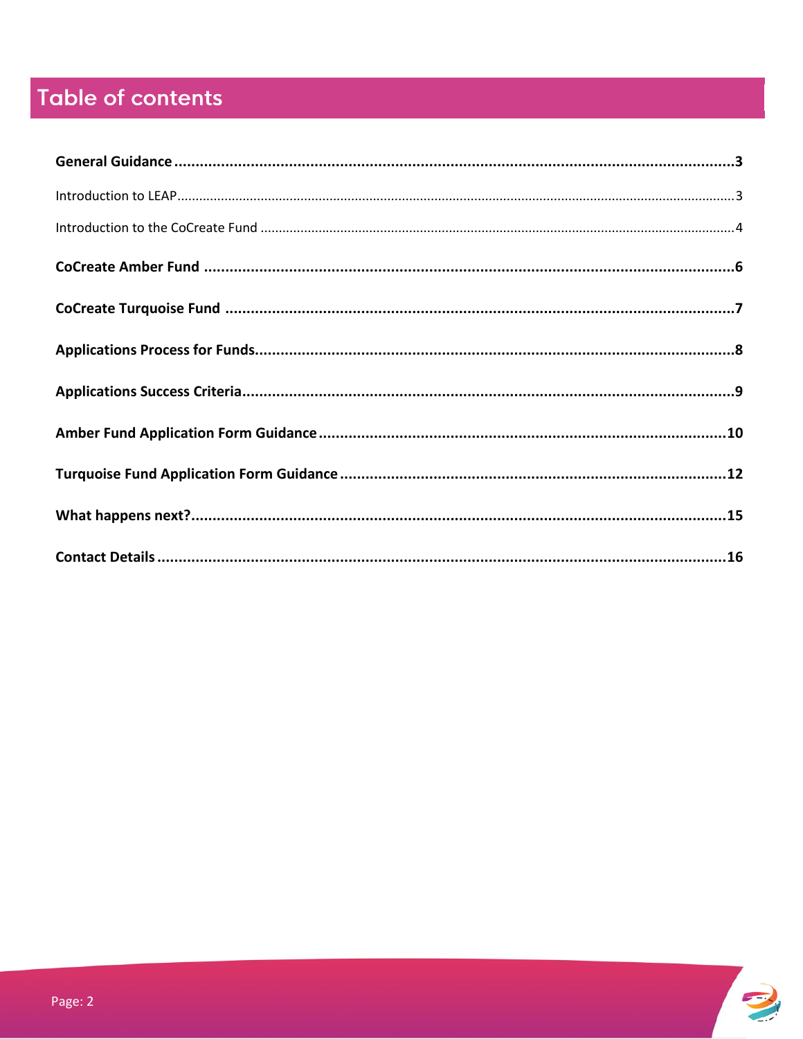# Table of contents

**General Guidance** ..... **3**

Introduction to LEAP ..... 3

Introduction to the CoCreate Fund ..... 4

**CoCreate Amber Fund** ..... **6**

**CoCreate Turquoise Fund** ..... **7**

**Applications Process for Funds** ..... **8**

**Applications Success Criteria** ..... **9**

**Amber Fund Application Form Guidance** ..... **10**

**Turquoise Fund Application Form Guidance** ..... **12**

**What happens next?** ..... **15**

**Contact Details** ..... **16**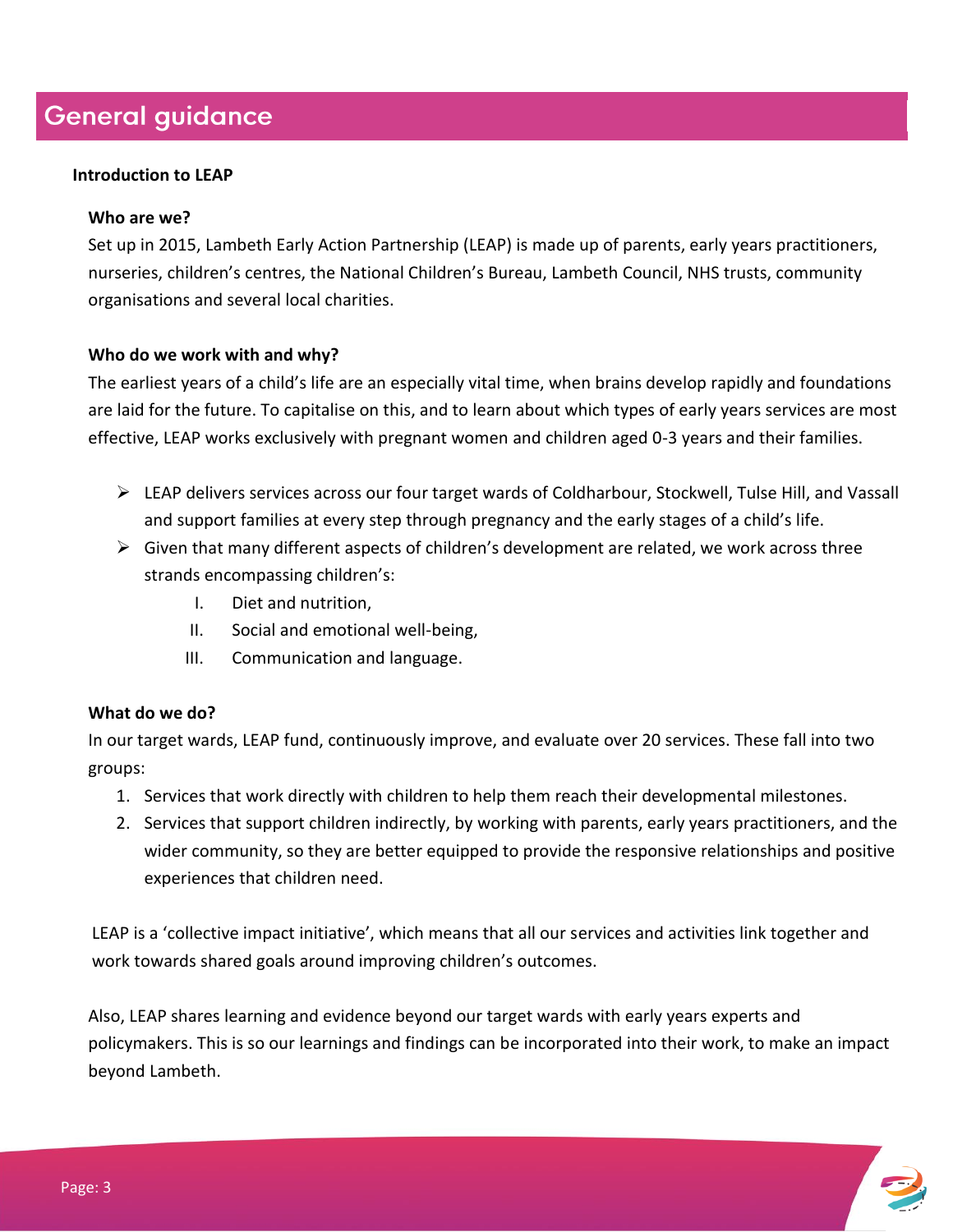# General guidance

## Introduction to LEAP

### Who are we?

Set up in 2015, Lambeth Early Action Partnership (LEAP) is made up of parents, early years practitioners, nurseries, children's centres, the National Children's Bureau, Lambeth Council, NHS trusts, community organisations and several local charities.

### Who do we work with and why?

The earliest years of a child's life are an especially vital time, when brains develop rapidly and foundations are laid for the future. To capitalise on this, and to learn about which types of early years services are most effective, LEAP works exclusively with pregnant women and children aged 0-3 years and their families.

- LEAP delivers services across our four target wards of Coldharbour, Stockwell, Tulse Hill, and Vassall and support families at every step through pregnancy and the early stages of a child's life.
- Given that many different aspects of children's development are related, we work across three strands encompassing children's:
    - I. Diet and nutrition,
    - II. Social and emotional well-being,
    - III. Communication and language.

### What do we do?

In our target wards, LEAP fund, continuously improve, and evaluate over 20 services. These fall into two groups:

1. Services that work directly with children to help them reach their developmental milestones.
2. Services that support children indirectly, by working with parents, early years practitioners, and the wider community, so they are better equipped to provide the responsive relationships and positive experiences that children need.

LEAP is a 'collective impact initiative', which means that all our services and activities link together and work towards shared goals around improving children's outcomes.

Also, LEAP shares learning and evidence beyond our target wards with early years experts and policymakers. This is so our learnings and findings can be incorporated into their work, to make an impact beyond Lambeth.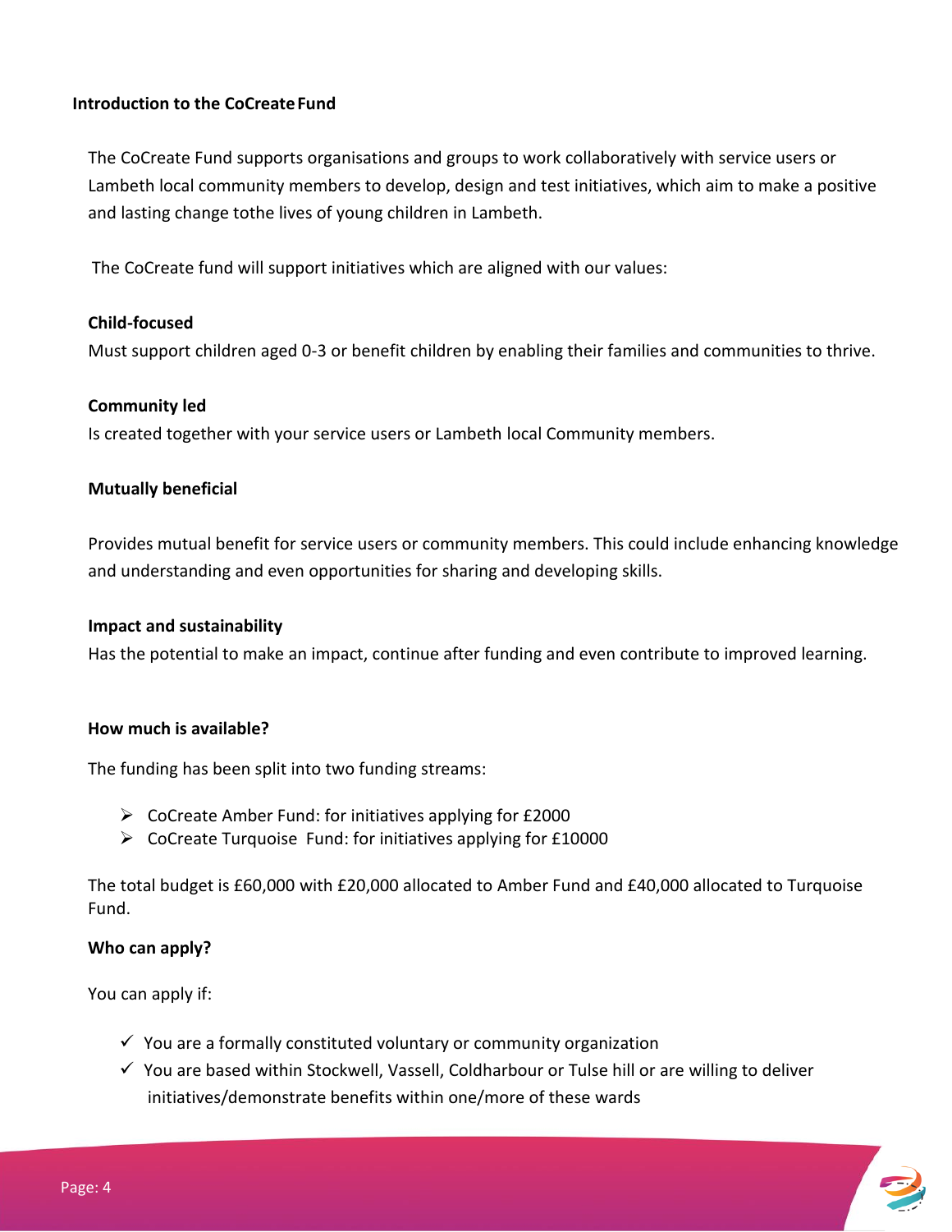## Introduction to the CoCreate Fund

The CoCreate Fund supports organisations and groups to work collaboratively with service users or Lambeth local community members to develop, design and test initiatives, which aim to make a positive and lasting change tothe lives of young children in Lambeth.

The CoCreate fund will support initiatives which are aligned with our values:

**Child-focused**

Must support children aged 0-3 or benefit children by enabling their families and communities to thrive.

**Community led**

Is created together with your service users or Lambeth local Community members.

**Mutually beneficial**

Provides mutual benefit for service users or community members. This could include enhancing knowledge and understanding and even opportunities for sharing and developing skills.

**Impact and sustainability**

Has the potential to make an impact, continue after funding and even contribute to improved learning.

### How much is available?

The funding has been split into two funding streams:

- CoCreate Amber Fund: for initiatives applying for £2000
- CoCreate Turquoise Fund: for initiatives applying for £10000

The total budget is £60,000 with £20,000 allocated to Amber Fund and £40,000 allocated to Turquoise Fund.

### Who can apply?

You can apply if:

- ✓ You are a formally constituted voluntary or community organization
- ✓ You are based within Stockwell, Vassell, Coldharbour or Tulse hill or are willing to deliver initiatives/demonstrate benefits within one/more of these wards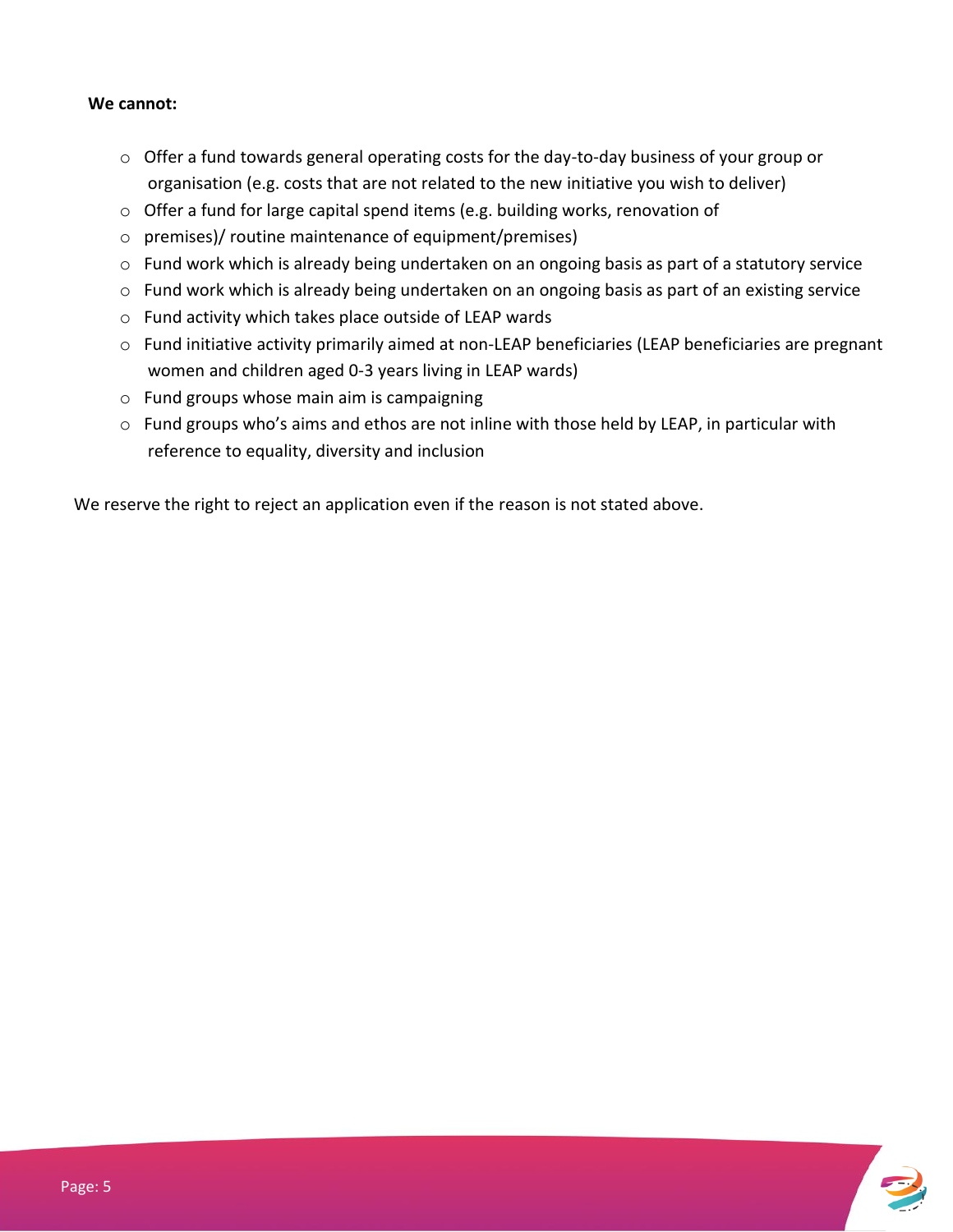**We cannot:**

- Offer a fund towards general operating costs for the day-to-day business of your group or organisation (e.g. costs that are not related to the new initiative you wish to deliver)
- Offer a fund for large capital spend items (e.g. building works, renovation of
- premises)/ routine maintenance of equipment/premises)
- Fund work which is already being undertaken on an ongoing basis as part of a statutory service
- Fund work which is already being undertaken on an ongoing basis as part of an existing service
- Fund activity which takes place outside of LEAP wards
- Fund initiative activity primarily aimed at non-LEAP beneficiaries (LEAP beneficiaries are pregnant women and children aged 0-3 years living in LEAP wards)
- Fund groups whose main aim is campaigning
- Fund groups who's aims and ethos are not inline with those held by LEAP, in particular with reference to equality, diversity and inclusion

We reserve the right to reject an application even if the reason is not stated above.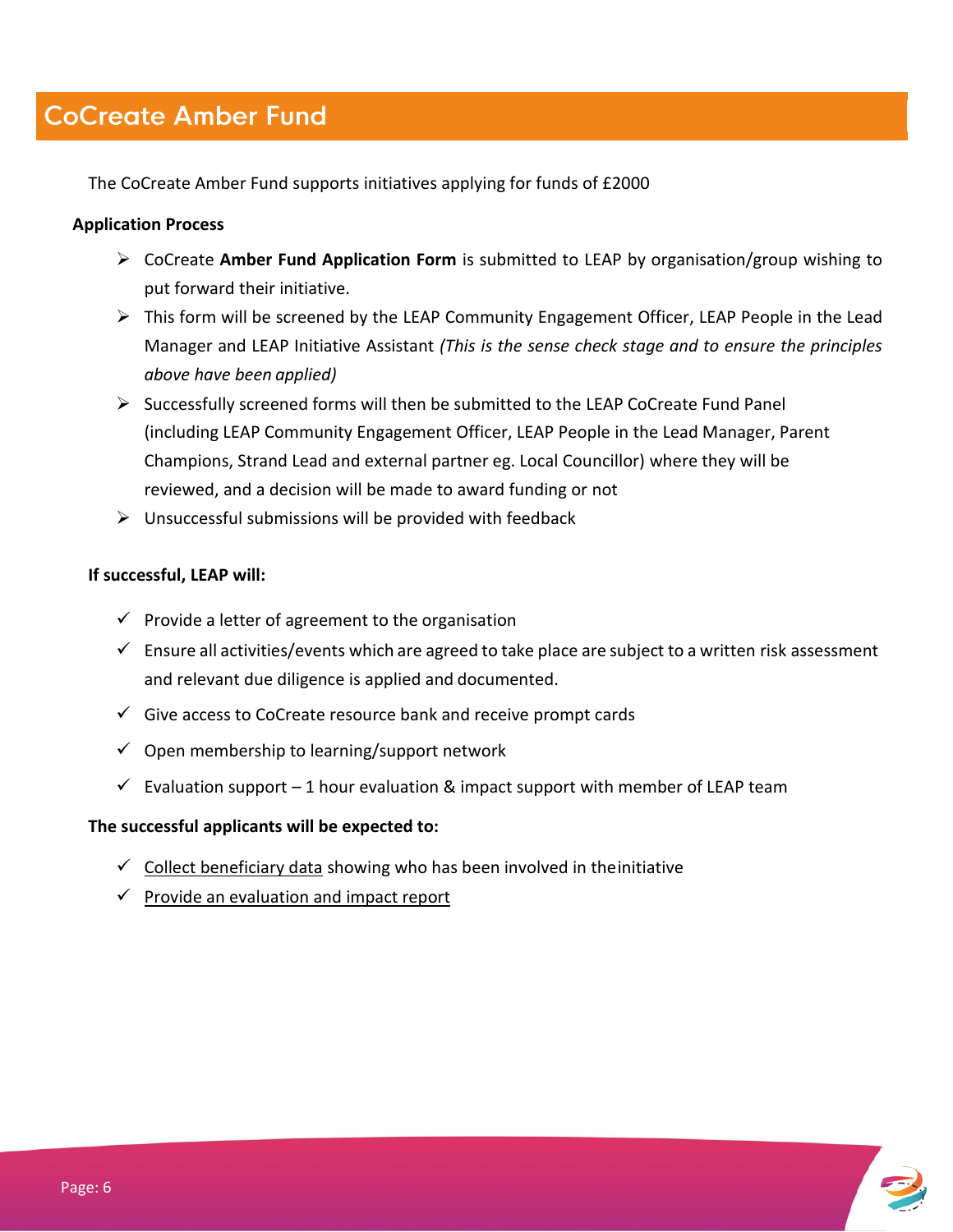# CoCreate Amber Fund

The CoCreate Amber Fund supports initiatives applying for funds of £2000

**Application Process**

- CoCreate **Amber Fund Application Form** is submitted to LEAP by organisation/group wishing to put forward their initiative.
- This form will be screened by the LEAP Community Engagement Officer, LEAP People in the Lead Manager and LEAP Initiative Assistant *(This is the sense check stage and to ensure the principles above have been applied)*
- Successfully screened forms will then be submitted to the LEAP CoCreate Fund Panel (including LEAP Community Engagement Officer, LEAP People in the Lead Manager, Parent Champions, Strand Lead and external partner eg. Local Councillor) where they will be reviewed, and a decision will be made to award funding or not
- Unsuccessful submissions will be provided with feedback

**If successful, LEAP will:**

- ✓ Provide a letter of agreement to the organisation
- ✓ Ensure all activities/events which are agreed to take place are subject to a written risk assessment and relevant due diligence is applied and documented.
- ✓ Give access to CoCreate resource bank and receive prompt cards
- ✓ Open membership to learning/support network
- ✓ Evaluation support – 1 hour evaluation & impact support with member of LEAP team

**The successful applicants will be expected to:**

- ✓ Collect beneficiary data showing who has been involved in theinitiative
- ✓ Provide an evaluation and impact report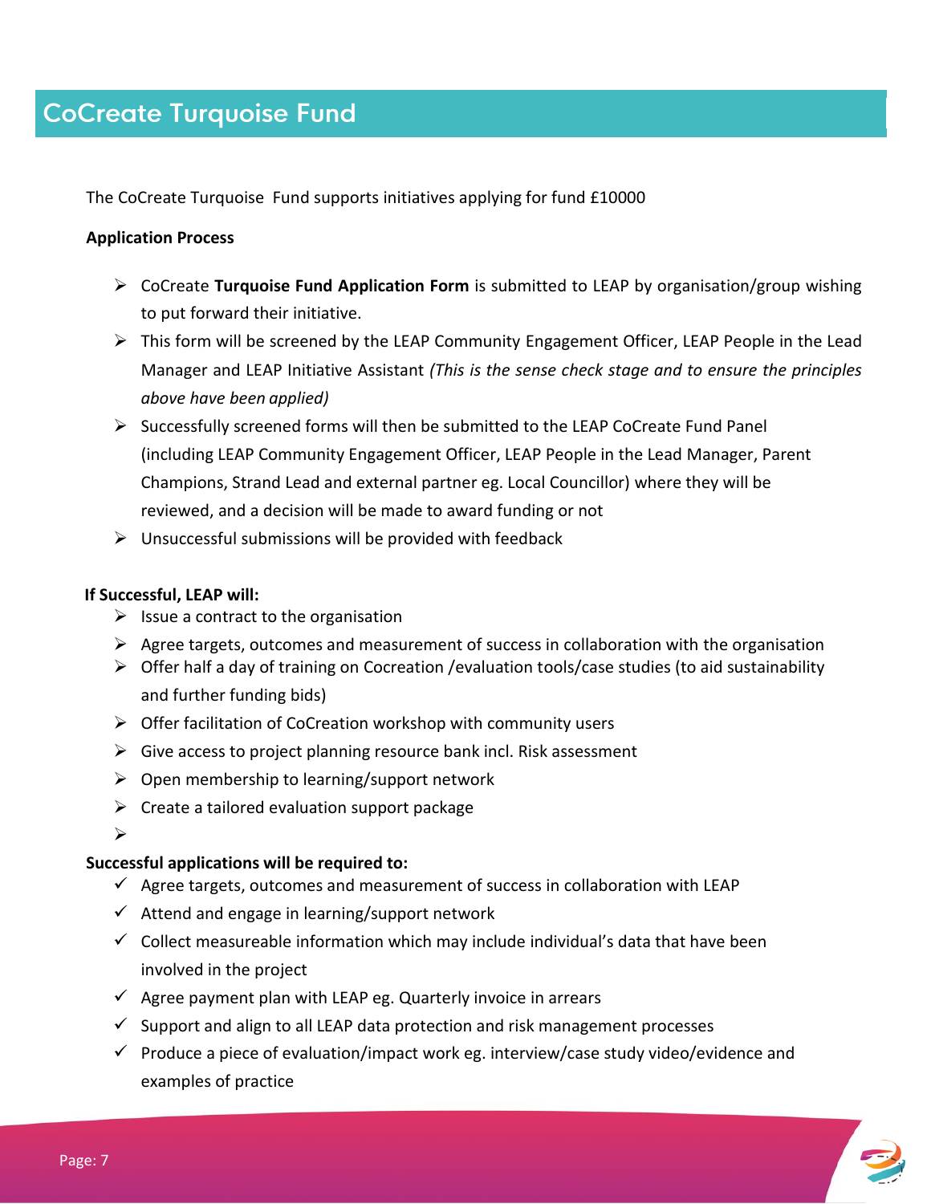# CoCreate Turquoise Fund

The CoCreate Turquoise Fund supports initiatives applying for fund £10000

**Application Process**

- CoCreate **Turquoise Fund Application Form** is submitted to LEAP by organisation/group wishing to put forward their initiative.
- This form will be screened by the LEAP Community Engagement Officer, LEAP People in the Lead Manager and LEAP Initiative Assistant *(This is the sense check stage and to ensure the principles above have been applied)*
- Successfully screened forms will then be submitted to the LEAP CoCreate Fund Panel (including LEAP Community Engagement Officer, LEAP People in the Lead Manager, Parent Champions, Strand Lead and external partner eg. Local Councillor) where they will be reviewed, and a decision will be made to award funding or not
- Unsuccessful submissions will be provided with feedback

**If Successful, LEAP will:**

- Issue a contract to the organisation
- Agree targets, outcomes and measurement of success in collaboration with the organisation
- Offer half a day of training on Cocreation /evaluation tools/case studies (to aid sustainability and further funding bids)
- Offer facilitation of CoCreation workshop with community users
- Give access to project planning resource bank incl. Risk assessment
- Open membership to learning/support network
- Create a tailored evaluation support package

**Successful applications will be required to:**

- ✓ Agree targets, outcomes and measurement of success in collaboration with LEAP
- ✓ Attend and engage in learning/support network
- ✓ Collect measureable information which may include individual's data that have been involved in the project
- ✓ Agree payment plan with LEAP eg. Quarterly invoice in arrears
- ✓ Support and align to all LEAP data protection and risk management processes
- ✓ Produce a piece of evaluation/impact work eg. interview/case study video/evidence and examples of practice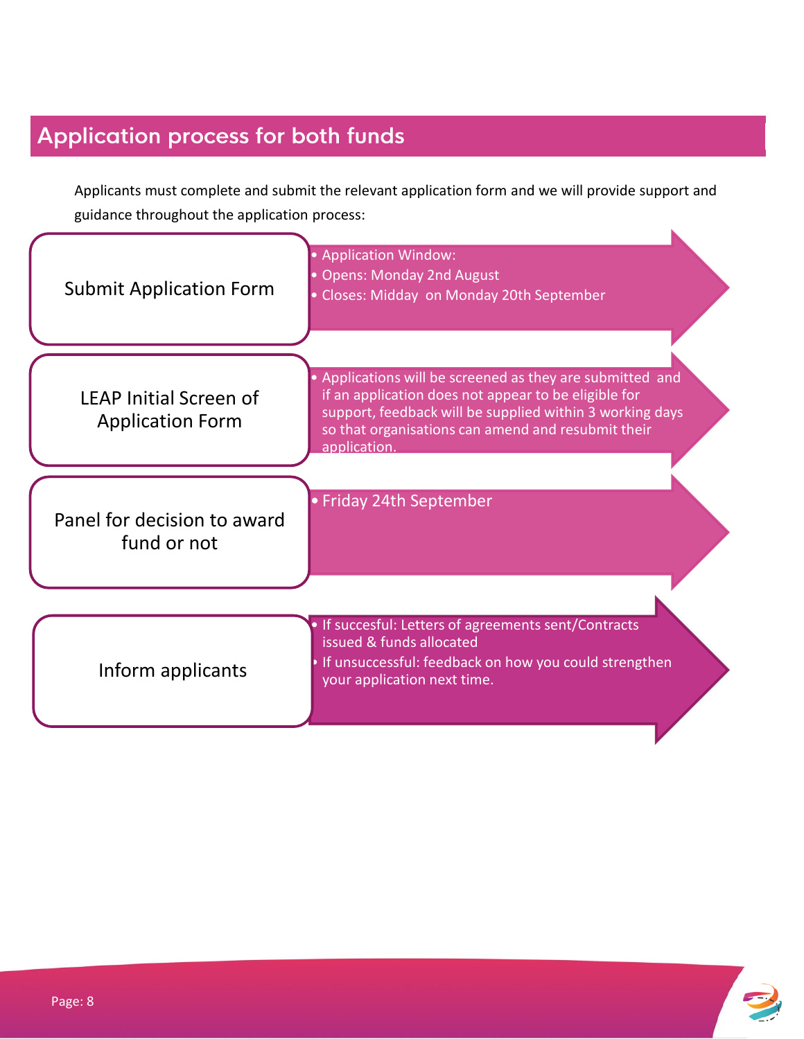## Application process for both funds

Applicants must complete and submit the relevant application form and we will provide support and guidance throughout the application process:

**Submit Application Form**

- Application Window:
- Opens: Monday 2nd August
- Closes: Midday on Monday 20th September

**LEAP Initial Screen of Application Form**

- Applications will be screened as they are submitted and if an application does not appear to be eligible for support, feedback will be supplied within 3 working days so that organisations can amend and resubmit their application.

**Panel for decision to award fund or not**

- Friday 24th September

**Inform applicants**

- If succesful: Letters of agreements sent/Contracts issued & funds allocated
- If unsuccessful: feedback on how you could strengthen your application next time.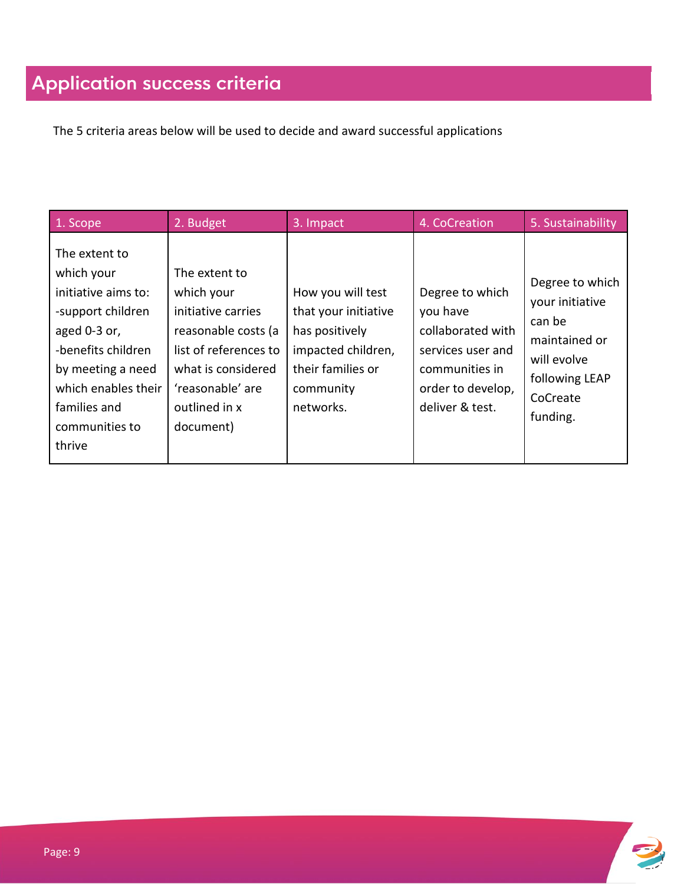## Application success criteria

The 5 criteria areas below will be used to decide and award successful applications

| 1. Scope | 2. Budget | 3. Impact | 4. CoCreation | 5. Sustainability |
|---|---|---|---|---|
| The extent to which your initiative aims to:<br>-support children aged 0-3 or,<br>-benefits children by meeting a need which enables their families and communities to thrive | The extent to which your initiative carries reasonable costs (a list of references to what is considered 'reasonable' are outlined in x document) | How you will test that your initiative has positively impacted children, their families or community networks. | Degree to which you have collaborated with services user and communities in order to develop, deliver & test. | Degree to which your initiative can be maintained or will evolve following LEAP CoCreate funding. |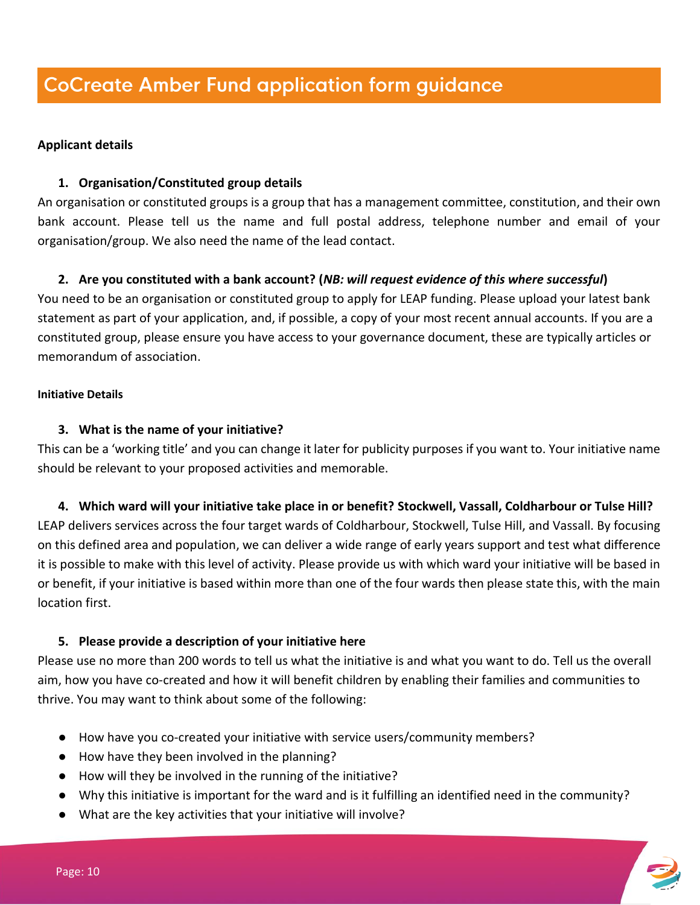# CoCreate Amber Fund application form guidance

**Applicant details**

1. **Organisation/Constituted group details**

An organisation or constituted groups is a group that has a management committee, constitution, and their own bank account. Please tell us the name and full postal address, telephone number and email of your organisation/group. We also need the name of the lead contact.

2. **Are you constituted with a bank account? (*NB: will request evidence of this where successful*)**

You need to be an organisation or constituted group to apply for LEAP funding. Please upload your latest bank statement as part of your application, and, if possible, a copy of your most recent annual accounts. If you are a constituted group, please ensure you have access to your governance document, these are typically articles or memorandum of association.

**Initiative Details**

3. **What is the name of your initiative?**

This can be a 'working title' and you can change it later for publicity purposes if you want to. Your initiative name should be relevant to your proposed activities and memorable.

4. **Which ward will your initiative take place in or benefit? Stockwell, Vassall, Coldharbour or Tulse Hill?**

LEAP delivers services across the four target wards of Coldharbour, Stockwell, Tulse Hill, and Vassall. By focusing on this defined area and population, we can deliver a wide range of early years support and test what difference it is possible to make with this level of activity. Please provide us with which ward your initiative will be based in or benefit, if your initiative is based within more than one of the four wards then please state this, with the main location first.

5. **Please provide a description of your initiative here**

Please use no more than 200 words to tell us what the initiative is and what you want to do. Tell us the overall aim, how you have co-created and how it will benefit children by enabling their families and communities to thrive. You may want to think about some of the following:

- How have you co-created your initiative with service users/community members?
- How have they been involved in the planning?
- How will they be involved in the running of the initiative?
- Why this initiative is important for the ward and is it fulfilling an identified need in the community?
- What are the key activities that your initiative will involve?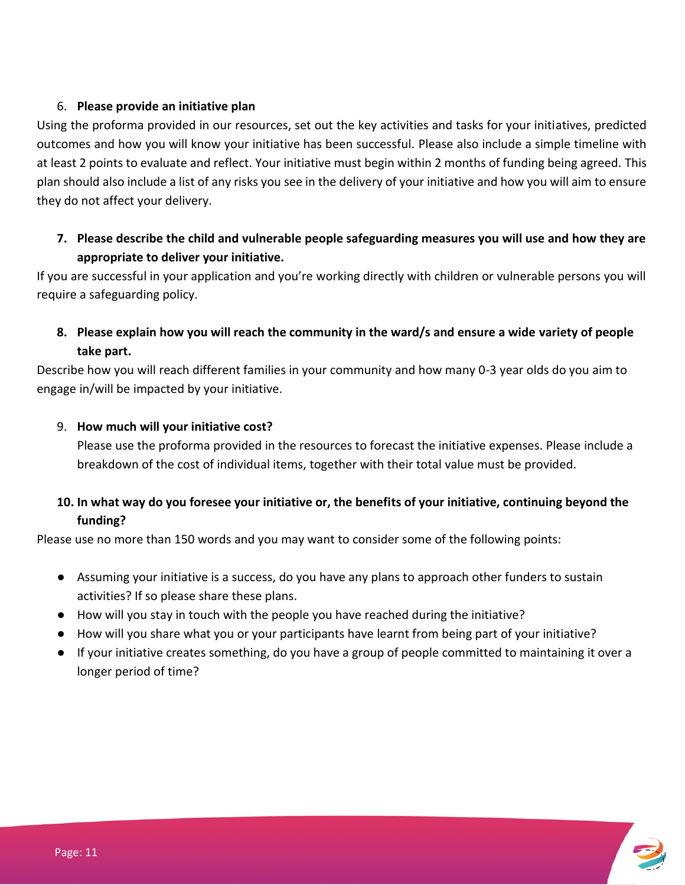6. **Please provide an initiative plan**

Using the proforma provided in our resources, set out the key activities and tasks for your initiatives, predicted outcomes and how you will know your initiative has been successful. Please also include a simple timeline with at least 2 points to evaluate and reflect. Your initiative must begin within 2 months of funding being agreed. This plan should also include a list of any risks you see in the delivery of your initiative and how you will aim to ensure they do not affect your delivery.

7. **Please describe the child and vulnerable people safeguarding measures you will use and how they are appropriate to deliver your initiative.**

If you are successful in your application and you're working directly with children or vulnerable persons you will require a safeguarding policy.

8. **Please explain how you will reach the community in the ward/s and ensure a wide variety of people take part.**

Describe how you will reach different families in your community and how many 0-3 year olds do you aim to engage in/will be impacted by your initiative.

9. **How much will your initiative cost?**

   Please use the proforma provided in the resources to forecast the initiative expenses. Please include a breakdown of the cost of individual items, together with their total value must be provided.

10. **In what way do you foresee your initiative or, the benefits of your initiative, continuing beyond the funding?**

Please use no more than 150 words and you may want to consider some of the following points:

- Assuming your initiative is a success, do you have any plans to approach other funders to sustain activities? If so please share these plans.
- How will you stay in touch with the people you have reached during the initiative?
- How will you share what you or your participants have learnt from being part of your initiative?
- If your initiative creates something, do you have a group of people committed to maintaining it over a longer period of time?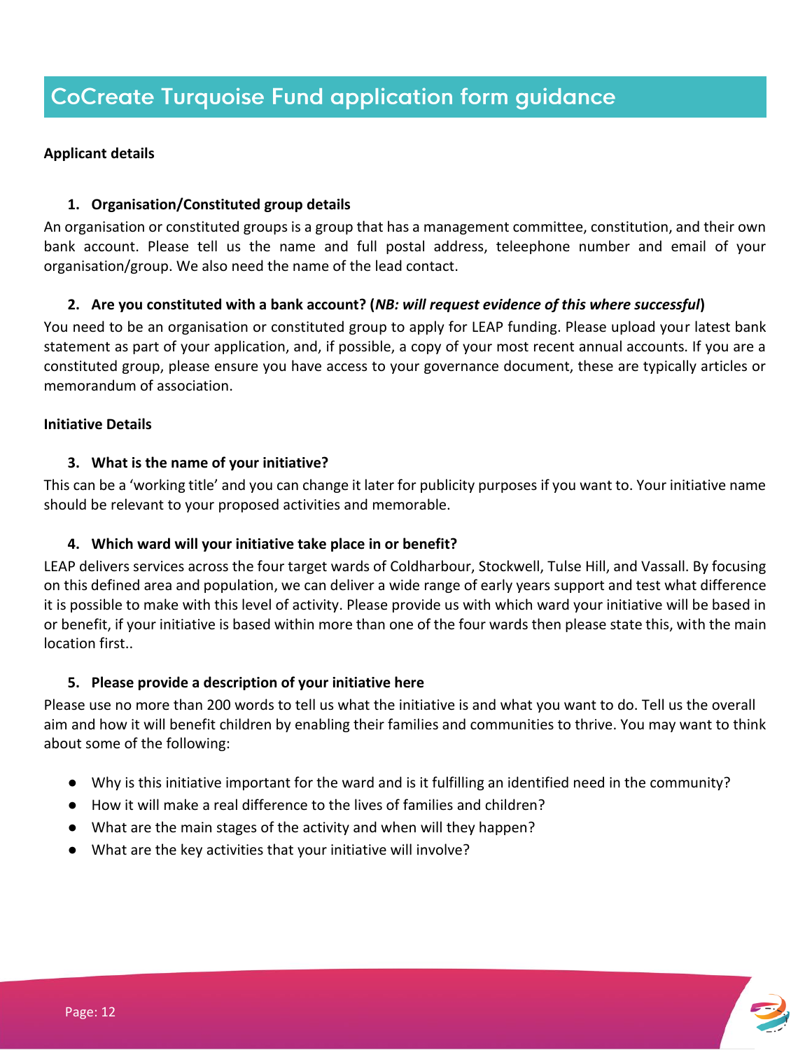# CoCreate Turquoise Fund application form guidance

**Applicant details**

1. **Organisation/Constituted group details**

An organisation or constituted groups is a group that has a management committee, constitution, and their own bank account. Please tell us the name and full postal address, teleephone number and email of your organisation/group. We also need the name of the lead contact.

2. **Are you constituted with a bank account? (*NB: will request evidence of this where successful*)**

You need to be an organisation or constituted group to apply for LEAP funding. Please upload your latest bank statement as part of your application, and, if possible, a copy of your most recent annual accounts. If you are a constituted group, please ensure you have access to your governance document, these are typically articles or memorandum of association.

**Initiative Details**

3. **What is the name of your initiative?**

This can be a 'working title' and you can change it later for publicity purposes if you want to. Your initiative name should be relevant to your proposed activities and memorable.

4. **Which ward will your initiative take place in or benefit?**

LEAP delivers services across the four target wards of Coldharbour, Stockwell, Tulse Hill, and Vassall. By focusing on this defined area and population, we can deliver a wide range of early years support and test what difference it is possible to make with this level of activity. Please provide us with which ward your initiative will be based in or benefit, if your initiative is based within more than one of the four wards then please state this, with the main location first..

5. **Please provide a description of your initiative here**

Please use no more than 200 words to tell us what the initiative is and what you want to do. Tell us the overall aim and how it will benefit children by enabling their families and communities to thrive. You may want to think about some of the following:

- Why is this initiative important for the ward and is it fulfilling an identified need in the community?
- How it will make a real difference to the lives of families and children?
- What are the main stages of the activity and when will they happen?
- What are the key activities that your initiative will involve?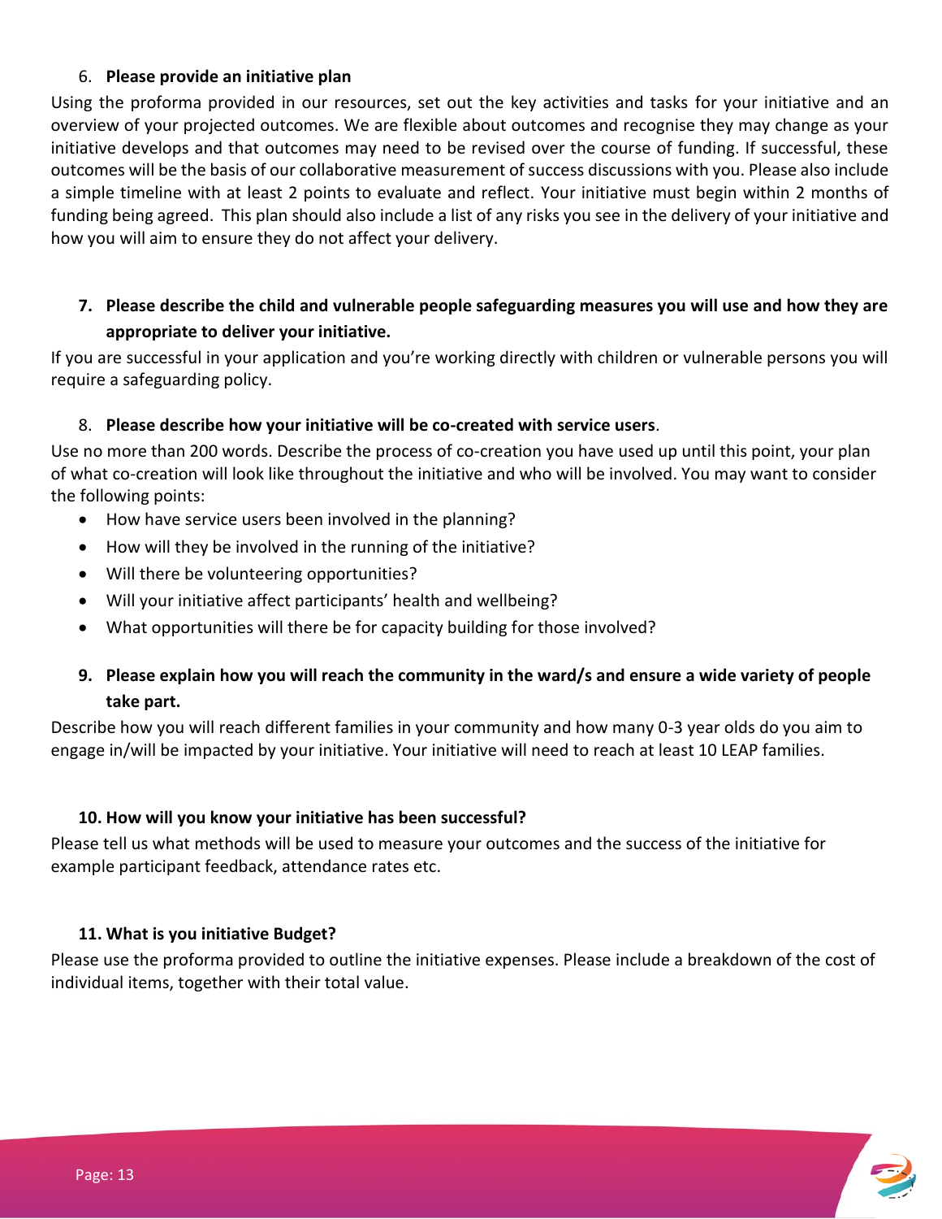6. **Please provide an initiative plan**

Using the proforma provided in our resources, set out the key activities and tasks for your initiative and an overview of your projected outcomes. We are flexible about outcomes and recognise they may change as your initiative develops and that outcomes may need to be revised over the course of funding. If successful, these outcomes will be the basis of our collaborative measurement of success discussions with you. Please also include a simple timeline with at least 2 points to evaluate and reflect. Your initiative must begin within 2 months of funding being agreed. This plan should also include a list of any risks you see in the delivery of your initiative and how you will aim to ensure they do not affect your delivery.

7. **Please describe the child and vulnerable people safeguarding measures you will use and how they are appropriate to deliver your initiative.**

If you are successful in your application and you're working directly with children or vulnerable persons you will require a safeguarding policy.

8. **Please describe how your initiative will be co-created with service users**.

Use no more than 200 words. Describe the process of co-creation you have used up until this point, your plan of what co-creation will look like throughout the initiative and who will be involved. You may want to consider the following points:

- How have service users been involved in the planning?
- How will they be involved in the running of the initiative?
- Will there be volunteering opportunities?
- Will your initiative affect participants' health and wellbeing?
- What opportunities will there be for capacity building for those involved?

9. **Please explain how you will reach the community in the ward/s and ensure a wide variety of people take part.**

Describe how you will reach different families in your community and how many 0-3 year olds do you aim to engage in/will be impacted by your initiative. Your initiative will need to reach at least 10 LEAP families.

**10. How will you know your initiative has been successful?**

Please tell us what methods will be used to measure your outcomes and the success of the initiative for example participant feedback, attendance rates etc.

**11. What is you initiative Budget?**

Please use the proforma provided to outline the initiative expenses. Please include a breakdown of the cost of individual items, together with their total value.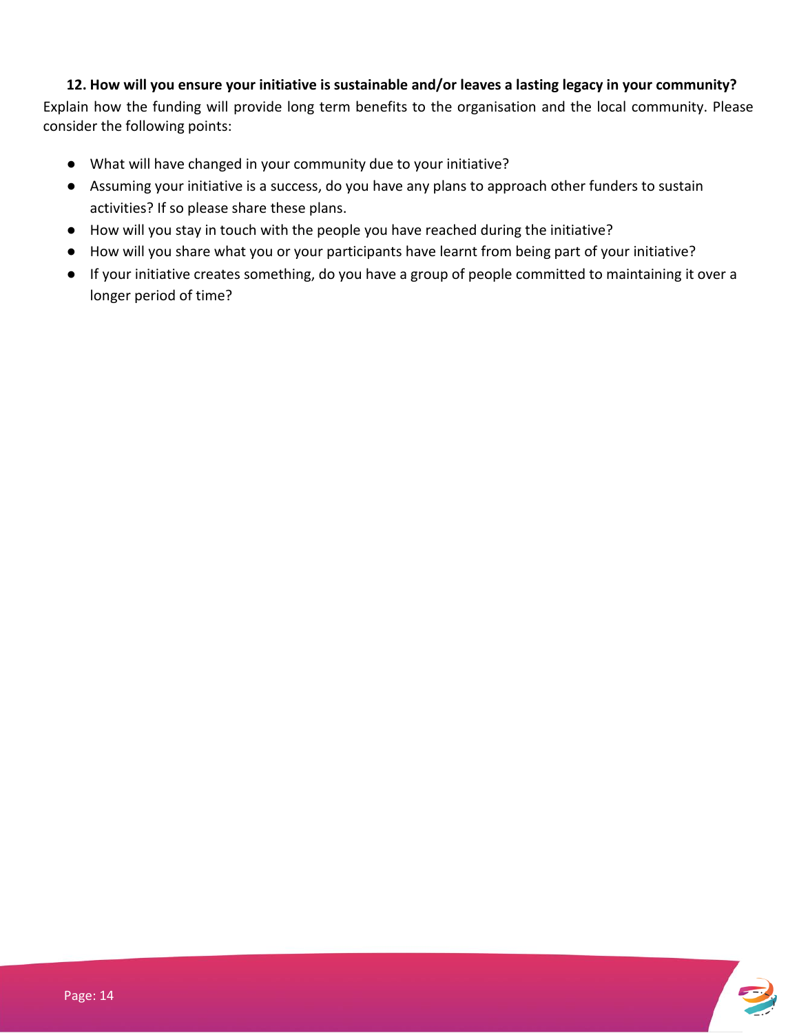**12. How will you ensure your initiative is sustainable and/or leaves a lasting legacy in your community?**

Explain how the funding will provide long term benefits to the organisation and the local community. Please consider the following points:

- What will have changed in your community due to your initiative?
- Assuming your initiative is a success, do you have any plans to approach other funders to sustain activities? If so please share these plans.
- How will you stay in touch with the people you have reached during the initiative?
- How will you share what you or your participants have learnt from being part of your initiative?
- If your initiative creates something, do you have a group of people committed to maintaining it over a longer period of time?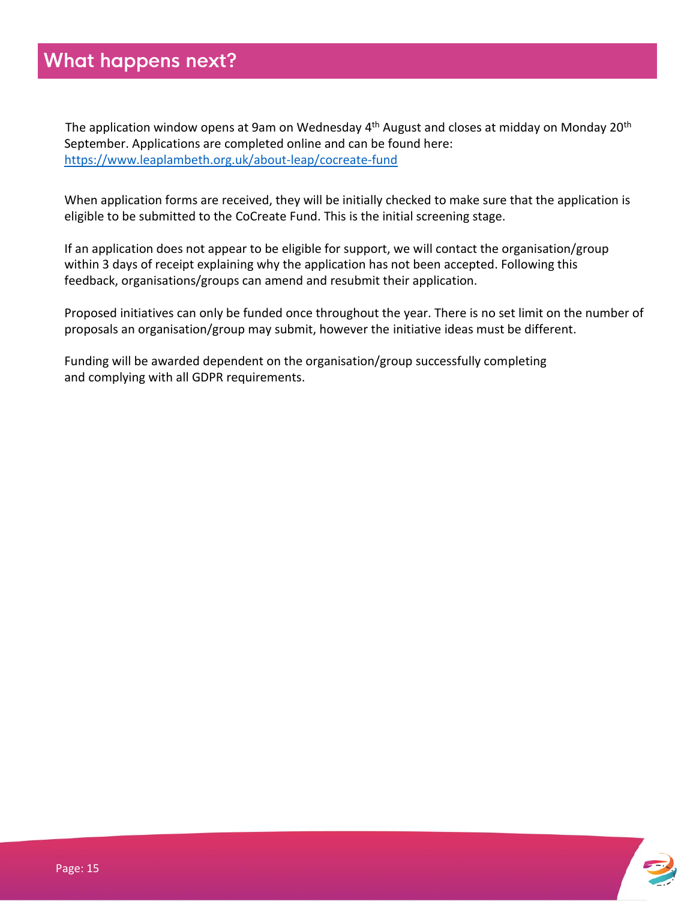# What happens next?

The application window opens at 9am on Wednesday 4th August and closes at midday on Monday 20th September. Applications are completed online and can be found here: https://www.leaplambeth.org.uk/about-leap/cocreate-fund

When application forms are received, they will be initially checked to make sure that the application is eligible to be submitted to the CoCreate Fund. This is the initial screening stage.

If an application does not appear to be eligible for support, we will contact the organisation/group within 3 days of receipt explaining why the application has not been accepted. Following this feedback, organisations/groups can amend and resubmit their application.

Proposed initiatives can only be funded once throughout the year. There is no set limit on the number of proposals an organisation/group may submit, however the initiative ideas must be different.

Funding will be awarded dependent on the organisation/group successfully completing and complying with all GDPR requirements.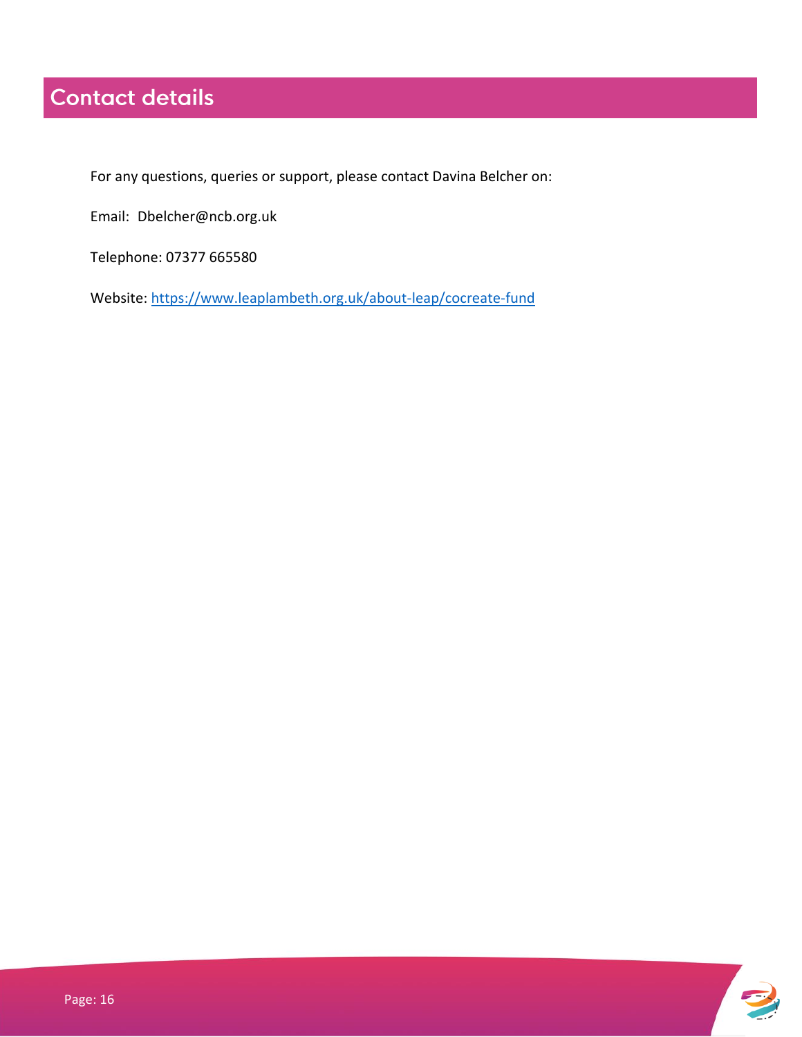# Contact details

For any questions, queries or support, please contact Davina Belcher on:

Email: Dbelcher@ncb.org.uk

Telephone: 07377 665580

Website: [https://www.leaplambeth.org.uk/about-leap/cocreate-fund](https://www.leaplambeth.org.uk/about-leap/cocreate-fund)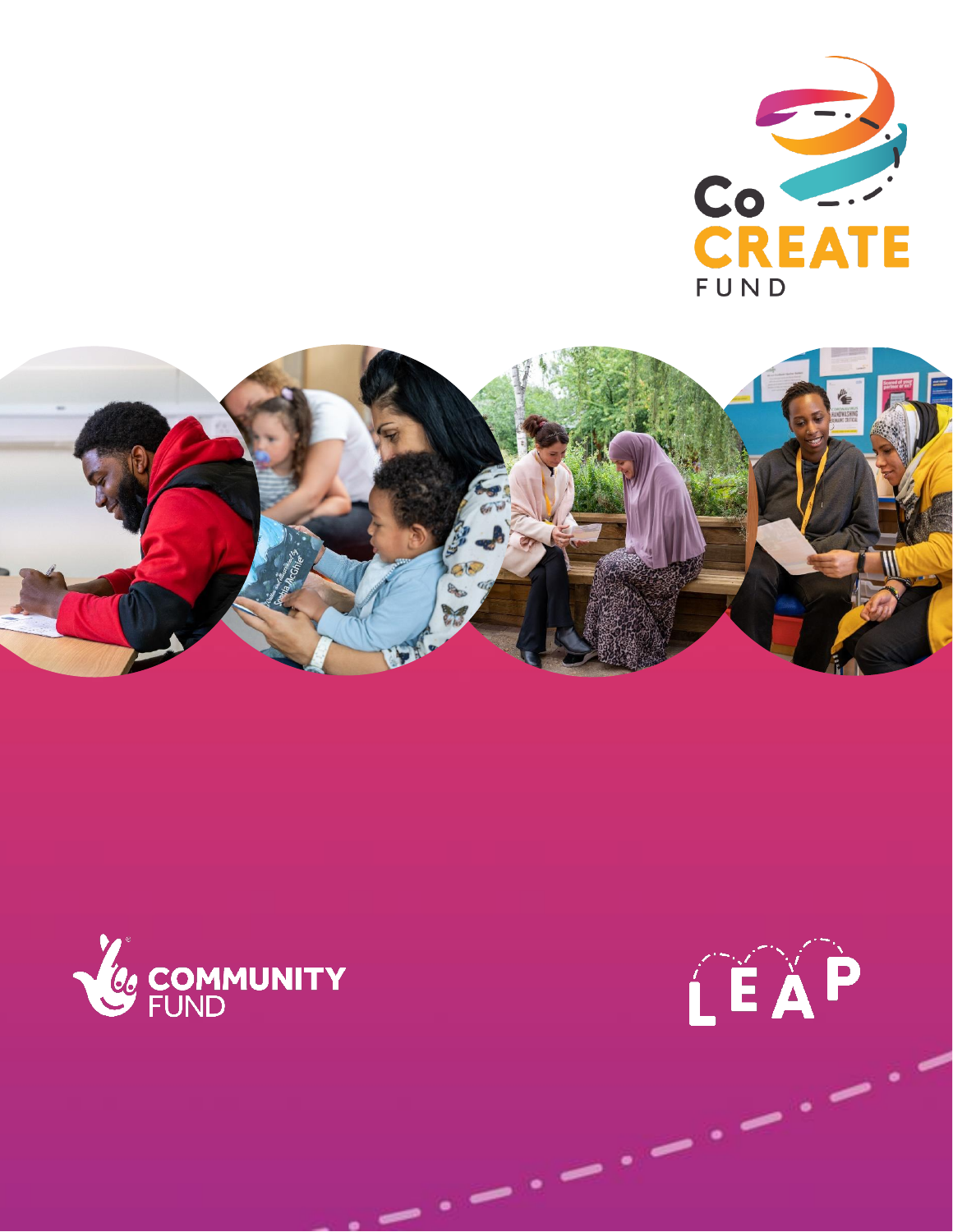Co CREATE FUND

COMMUNITY FUND

LEAP